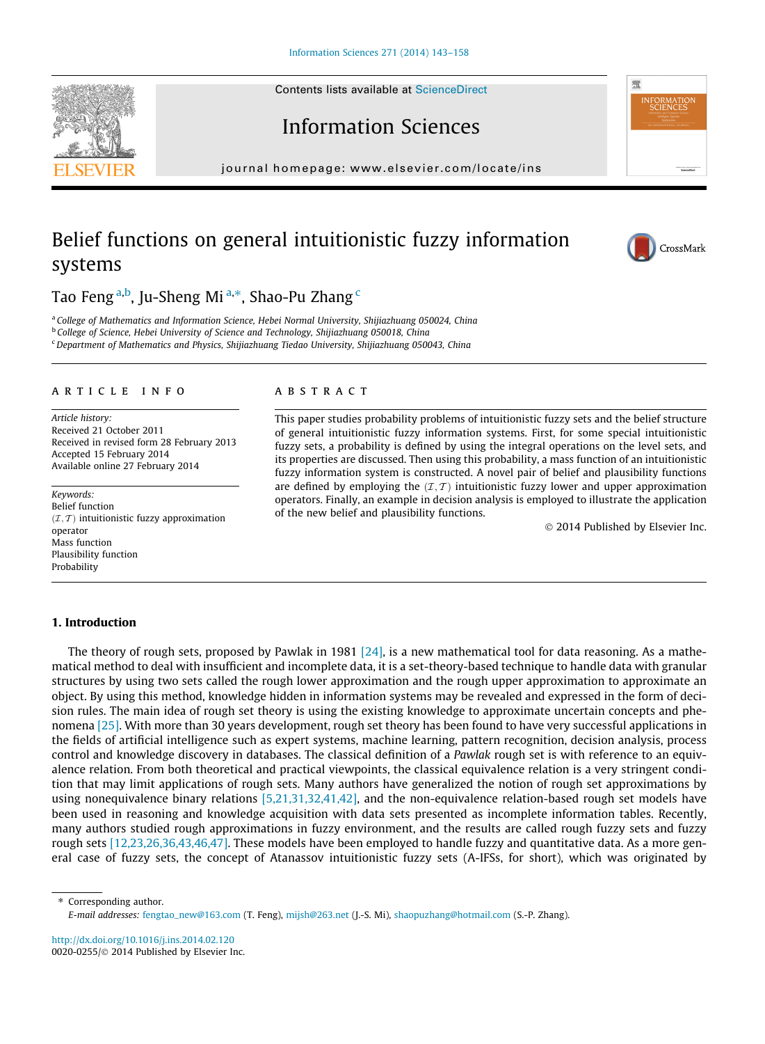Contents lists available at ScienceDirect

# Information Sciences

journal homepage: www.elsevier.com/locate/ins

# Belief functions on general intuitionistic fuzzy information systems

Tao Feng [a,b], Ju-Sheng Mi [a,*], Shao-Pu Zhang [c]

[a] College of Mathematics and Information Science, Hebei Normal University, Shijiazhuang 050024, China
[b] College of Science, Hebei University of Science and Technology, Shijiazhuang 050018, China
[c] Department of Mathematics and Physics, Shijiazhuang Tiedao University, Shijiazhuang 050043, China

## ARTICLE INFO

*Article history:*
Received 21 October 2011
Received in revised form 28 February 2013
Accepted 15 February 2014
Available online 27 February 2014

*Keywords:*
Belief function
$(\mathcal{I}, \mathcal{T})$ intuitionistic fuzzy approximation operator
Mass function
Plausibility function
Probability

## ABSTRACT

This paper studies probability problems of intuitionistic fuzzy sets and the belief structure of general intuitionistic fuzzy information systems. First, for some special intuitionistic fuzzy sets, a probability is defined by using the integral operations on the level sets, and its properties are discussed. Then using this probability, a mass function of an intuitionistic fuzzy information system is constructed. A novel pair of belief and plausibility functions are defined by employing the $(\mathcal{I}, \mathcal{T})$ intuitionistic fuzzy lower and upper approximation operators. Finally, an example in decision analysis is employed to illustrate the application of the new belief and plausibility functions.

© 2014 Published by Elsevier Inc.

## 1. Introduction

The theory of rough sets, proposed by Pawlak in 1981 [24], is a new mathematical tool for data reasoning. As a mathematical method to deal with insufficient and incomplete data, it is a set-theory-based technique to handle data with granular structures by using two sets called the rough lower approximation and the rough upper approximation to approximate an object. By using this method, knowledge hidden in information systems may be revealed and expressed in the form of decision rules. The main idea of rough set theory is using the existing knowledge to approximate uncertain concepts and phenomena [25]. With more than 30 years development, rough set theory has been found to have very successful applications in the fields of artificial intelligence such as expert systems, machine learning, pattern recognition, decision analysis, process control and knowledge discovery in databases. The classical definition of a *Pawlak* rough set is with reference to an equivalence relation. From both theoretical and practical viewpoints, the classical equivalence relation is a very stringent condition that may limit applications of rough sets. Many authors have generalized the notion of rough set approximations by using nonequivalence binary relations [5,21,31,32,41,42], and the non-equivalence relation-based rough set models have been used in reasoning and knowledge acquisition with data sets presented as incomplete information tables. Recently, many authors studied rough approximations in fuzzy environment, and the results are called rough fuzzy sets and fuzzy rough sets [12,23,26,36,43,46,47]. These models have been employed to handle fuzzy and quantitative data. As a more general case of fuzzy sets, the concept of Atanassov intuitionistic fuzzy sets (A-IFSs, for short), which was originated by

\* Corresponding author.
*E-mail addresses:* fengtao_new@163.com (T. Feng), mijsh@263.net (J.-S. Mi), shaopuzhang@hotmail.com (S.-P. Zhang).

http://dx.doi.org/10.1016/j.ins.2014.02.120
0020-0255/© 2014 Published by Elsevier Inc.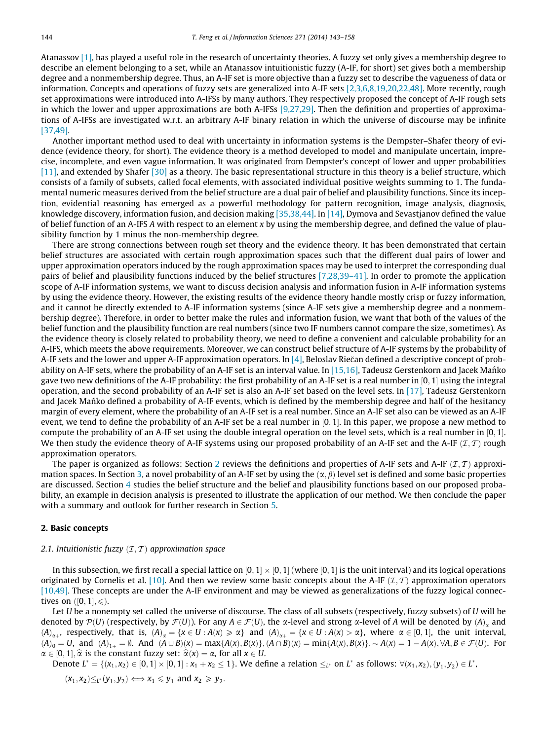Atanassov [1], has played a useful role in the research of uncertainty theories. A fuzzy set only gives a membership degree to describe an element belonging to a set, while an Atanassov intuitionistic fuzzy (A-IF, for short) set gives both a membership degree and a nonmembership degree. Thus, an A-IF set is more objective than a fuzzy set to describe the vagueness of data or information. Concepts and operations of fuzzy sets are generalized into A-IF sets [2,3,6,8,19,20,22,48]. More recently, rough set approximations were introduced into A-IFSs by many authors. They respectively proposed the concept of A-IF rough sets in which the lower and upper approximations are both A-IFSs [9,27,29]. Then the definition and properties of approximations of A-IFSs are investigated w.r.t. an arbitrary A-IF binary relation in which the universe of discourse may be infinite [37,49].

Another important method used to deal with uncertainty in information systems is the Dempster–Shafer theory of evidence (evidence theory, for short). The evidence theory is a method developed to model and manipulate uncertain, imprecise, incomplete, and even vague information. It was originated from Dempster's concept of lower and upper probabilities [11], and extended by Shafer [30] as a theory. The basic representational structure in this theory is a belief structure, which consists of a family of subsets, called focal elements, with associated individual positive weights summing to 1. The fundamental numeric measures derived from the belief structure are a dual pair of belief and plausibility functions. Since its inception, evidential reasoning has emerged as a powerful methodology for pattern recognition, image analysis, diagnosis, knowledge discovery, information fusion, and decision making [35,38,44]. In [14], Dymova and Sevastjanov defined the value of belief function of an A-IFS $A$ with respect to an element $x$ by using the membership degree, and defined the value of plausibility function by 1 minus the non-membership degree.

There are strong connections between rough set theory and the evidence theory. It has been demonstrated that certain belief structures are associated with certain rough approximation spaces such that the different dual pairs of lower and upper approximation operators induced by the rough approximation spaces may be used to interpret the corresponding dual pairs of belief and plausibility functions induced by the belief structures [7,28,39–41]. In order to promote the application scope of A-IF information systems, we want to discuss decision analysis and information fusion in A-IF information systems by using the evidence theory. However, the existing results of the evidence theory handle mostly crisp or fuzzy information, and it cannot be directly extended to A-IF information systems (since A-IF sets give a membership degree and a nonmembership degree). Therefore, in order to better make the rules and information fusion, we want that both of the values of the belief function and the plausibility function are real numbers (since two IF numbers cannot compare the size, sometimes). As the evidence theory is closely related to probability theory, we need to define a convenient and calculable probability for an A-IFS, which meets the above requirements. Moreover, we can construct belief structure of A-IF systems by the probability of A-IF sets and the lower and upper A-IF approximation operators. In [4], Beloslav Riečan defined a descriptive concept of probability on A-IF sets, where the probability of an A-IF set is an interval value. In [15,16], Tadeusz Gerstenkorn and Jacek Mańko gave two new definitions of the A-IF probability: the first probability of an A-IF set is a real number in $[0,1]$ using the integral operation, and the second probability of an A-IF set is also an A-IF set based on the level sets. In [17], Tadeusz Gerstenkorn and Jacek Mańko defined a probability of A-IF events, which is defined by the membership degree and half of the hesitancy margin of every element, where the probability of an A-IF set is a real number. Since an A-IF set also can be viewed as an A-IF event, we tend to define the probability of an A-IF set be a real number in $[0,1]$. In this paper, we propose a new method to compute the probability of an A-IF set using the double integral operation on the level sets, which is a real number in $[0,1]$. We then study the evidence theory of A-IF systems using our proposed probability of an A-IF set and the A-IF $(\mathcal{I},\mathcal{T})$ rough approximation operators.

The paper is organized as follows: Section 2 reviews the definitions and properties of A-IF sets and A-IF $(\mathcal{I},\mathcal{T})$ approximation spaces. In Section 3, a novel probability of an A-IF set by using the $(\alpha,\beta)$ level set is defined and some basic properties are discussed. Section 4 studies the belief structure and the belief and plausibility functions based on our proposed probability, an example in decision analysis is presented to illustrate the application of our method. We then conclude the paper with a summary and outlook for further research in Section 5.

## 2. Basic concepts

### 2.1. Intuitionistic fuzzy $(\mathcal{I},\mathcal{T})$ approximation space

In this subsection, we first recall a special lattice on $[0,1]\times[0,1]$ (where $[0,1]$ is the unit interval) and its logical operations originated by Cornelis et al. [10]. And then we review some basic concepts about the A-IF $(\mathcal{I},\mathcal{T})$ approximation operators [10,49]. These concepts are under the A-IF environment and may be viewed as generalizations of the fuzzy logical connectives on $([0,1],\leqslant)$.

Let $U$ be a nonempty set called the universe of discourse. The class of all subsets (respectively, fuzzy subsets) of $U$ will be denoted by $\mathcal{P}(U)$ (respectively, by $\mathcal{F}(U)$). For any $A\in\mathcal{F}(U)$, the $\alpha$-level and strong $\alpha$-level of $A$ will be denoted by $(A)_\alpha$ and $(A)_{\alpha+}$, respectively, that is, $(A)_\alpha=\{x\in U: A(x)\geqslant\alpha\}$ and $(A)_{\alpha+}=\{x\in U: A(x)>\alpha\}$, where $\alpha\in[0,1]$, the unit interval, $(A)_0=U$, and $(A)_{1+}=\emptyset$. And $(A\cup B)(x)=\max\{A(x),B(x)\},(A\cap B)(x)=\min\{A(x),B(x)\},\sim A(x)=1-A(x),\forall A,B\in\mathcal{F}(U)$. For $\alpha\in[0,1]$, $\widehat{\alpha}$ is the constant fuzzy set: $\widehat{\alpha}(x)=\alpha$, for all $x\in U$.

Denote $L^*=\{(x_1,x_2)\in[0,1]\times[0,1]: x_1+x_2\le 1\}$. We define a relation $\le_{L^*}$ on $L^*$ as follows: $\forall(x_1,x_2),(y_1,y_2)\in L^*$,

$$(x_1,x_2)\le_{L^*}(y_1,y_2)\Longleftrightarrow x_1\leqslant y_1 \text{ and } x_2\geqslant y_2.$$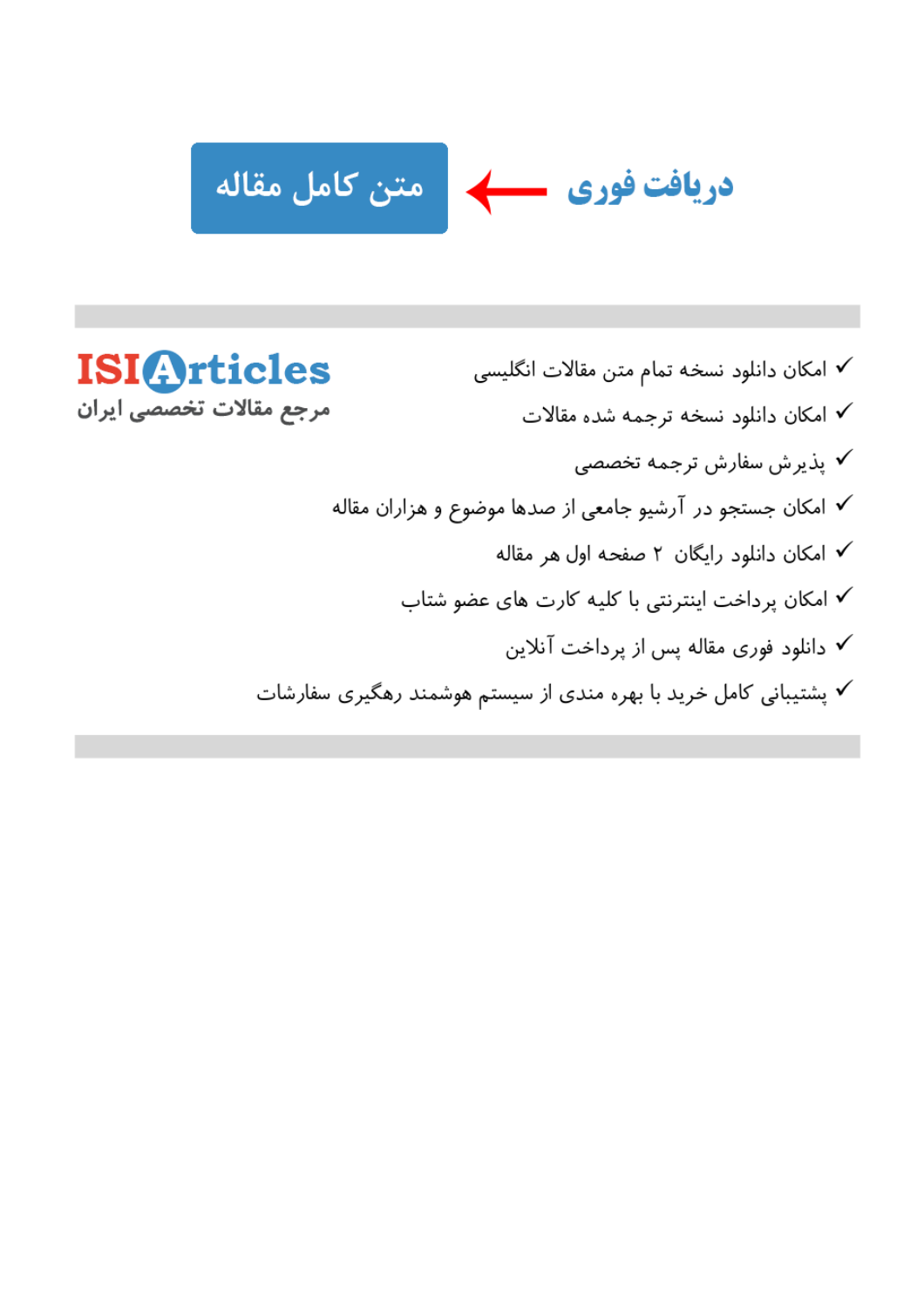دریافت فوری ← متن کامل مقاله

**ISIArticles**
مرجع مقالات تخصصی ایران

- ✓ امکان دانلود نسخه تمام متن مقالات انگلیسی
- ✓ امکان دانلود نسخه ترجمه شده مقالات
- ✓ پذیرش سفارش ترجمه تخصصی
- ✓ امکان جستجو در آرشیو جامعی از صدها موضوع و هزاران مقاله
- ✓ امکان دانلود رایگان ۲ صفحه اول هر مقاله
- ✓ امکان پرداخت اینترنتی با کلیه کارت های عضو شتاب
- ✓ دانلود فوری مقاله پس از پرداخت آنلاین
- ✓ پشتیبانی کامل خرید با بهره مندی از سیستم هوشمند رهگیری سفارشات